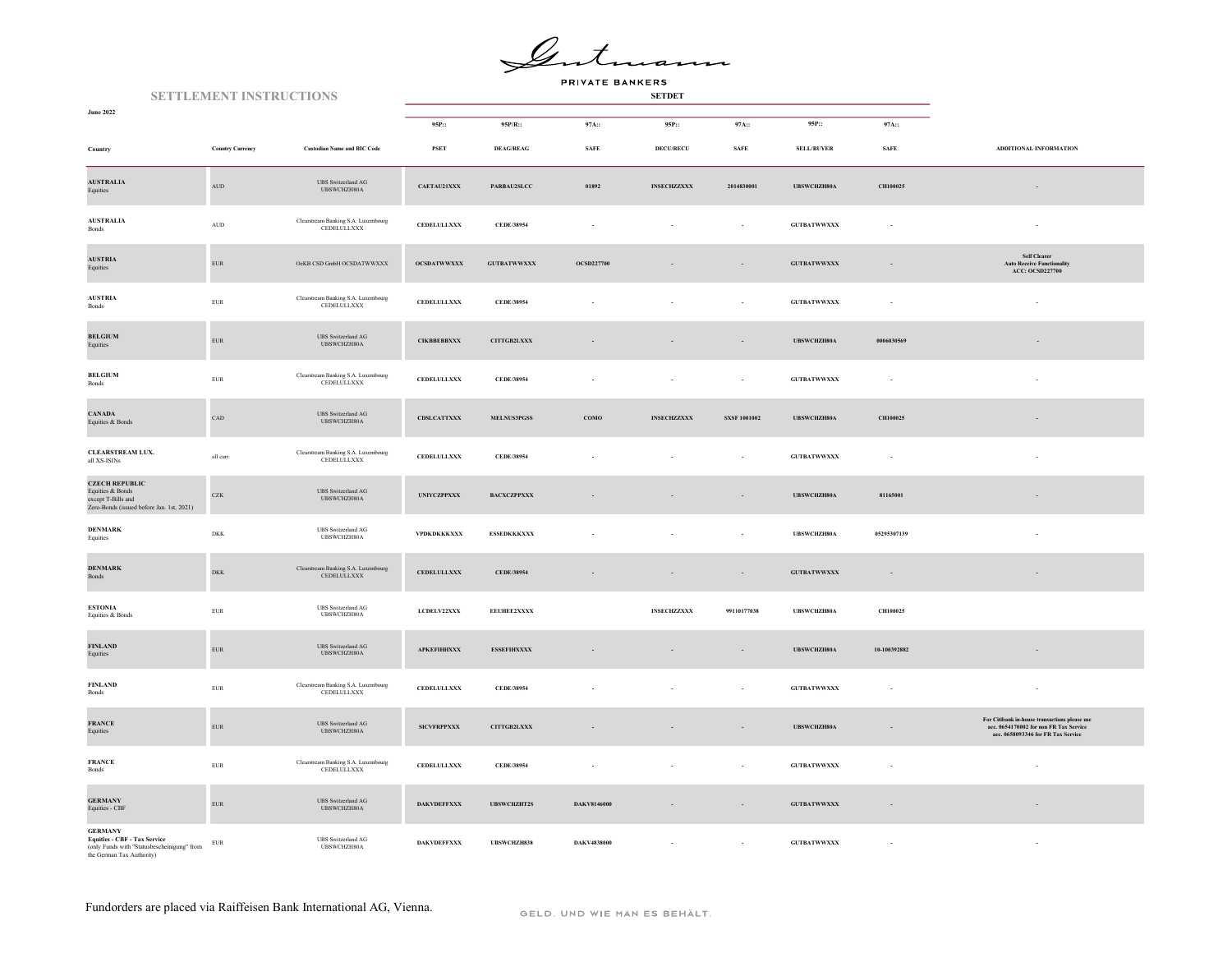# SETTLEMENT INSTRUCTIONS

**June 2022**

Gutmann PRIVATE BANKERS

**SETDET**

| | | | 95P:: | 95P/R:: | 97A:: | 95P:: | 97A:: | 95P:: | 97A:: | |
|---|---|---|---|---|---|---|---|---|---|---|
| **Country** | **Country Currency** | **Custodian Name and BIC Code** | **PSET** | **DEAG/REAG** | **SAFE** | **DECU/RECU** | **SAFE** | **SELL/BUYER** | **SAFE** | **ADDITIONAL INFORMATION** |
| **AUSTRALIA** Equities | AUD | UBS Switzerland AG UBSWCHZH80A | **CAETAU21XXX** | **PARBAU2SLCC** | **01892** | **INSECHZZXXX** | **2014830001** | **UBSWCHZH80A** | **CH100025** | - |
| **AUSTRALIA** Bonds | AUD | Clearstream Banking S.A. Luxembourg CEDELULLXXX | **CEDELULLXXX** | **CEDE/38954** | - | - | - | **GUTBATWWXXX** | - | - |
| **AUSTRIA** Equities | EUR | OeKB CSD GmbH OCSDATWWXXX | **OCSDATWWXXX** | **GUTBATWWXXX** | **OCSD227700** | - | - | **GUTBATWWXXX** | - | **Self Clearer Auto Receive Functionality ACC: OCSD227700** |
| **AUSTRIA** Bonds | EUR | Clearstream Banking S.A. Luxembourg CEDELULLXXX | **CEDELULLXXX** | **CEDE/38954** | - | - | - | **GUTBATWWXXX** | - | - |
| **BELGIUM** Equities | EUR | UBS Switzerland AG UBSWCHZH80A | **CIKBBEBBXXX** | **CITTGB2LXXX** | - | - | - | **UBSWCHZH80A** | **0006030569** | - |
| **BELGIUM** Bonds | EUR | Clearstream Banking S.A. Luxembourg CEDELULLXXX | **CEDELULLXXX** | **CEDE/38954** | - | - | - | **GUTBATWWXXX** | - | - |
| **CANADA** Equities & Bonds | CAD | UBS Switzerland AG UBSWCHZH80A | **CDSLCATTXXX** | **MELNUS3PGSS** | **COMO** | **INSECHZZXXX** | **SXSF 1001002** | **UBSWCHZH80A** | **CH100025** | - |
| **CLEARSTREAM LUX.** all XS-ISINs | all curr. | Clearstream Banking S.A. Luxembourg CEDELULLXXX | **CEDELULLXXX** | **CEDE/38954** | - | - | - | **GUTBATWWXXX** | - | - |
| **CZECH REPUBLIC** Equities & Bonds except T-Bills and Zero-Bonds (issued before Jan. 1st, 2021) | CZK | UBS Switzerland AG UBSWCHZH80A | **UNIYCZPPXXX** | **BACXCZPPXXX** | - | - | - | **UBSWCHZH80A** | **81165001** | - |
| **DENMARK** Equities | DKK | UBS Switzerland AG UBSWCHZH80A | **VPDKDKKKXXX** | **ESSEDKKKXXX** | - | - | - | **UBSWCHZH80A** | **05295307139** | - |
| **DENMARK** Bonds | DKK | Clearstream Banking S.A. Luxembourg CEDELULLXXX | **CEDELULLXXX** | **CEDE/38954** | - | - | - | **GUTBATWWXXX** | - | - |
| **ESTONIA** Equities & Bonds | EUR | UBS Switzerland AG UBSWCHZH80A | **LCDELV22XXX** | **EEUHEE2XXXX** | | **INSECHZZXXX** | **99110177038** | **UBSWCHZH80A** | **CH100025** | |
| **FINLAND** Equities | EUR | UBS Switzerland AG UBSWCHZH80A | **APKEFIHHXXX** | **ESSEFIHXXXX** | - | - | - | **UBSWCHZH80A** | **10-100392882** | - |
| **FINLAND** Bonds | EUR | Clearstream Banking S.A. Luxembourg CEDELULLXXX | **CEDELULLXXX** | **CEDE/38954** | - | - | - | **GUTBATWWXXX** | - | - |
| **FRANCE** Equities | EUR | UBS Switzerland AG UBSWCHZH80A | **SICVFRPPXXX** | **CITTGB2LXXX** | - | - | - | **UBSWCHZH80A** | - | **For Citibank in-house transactions please use acc. 0654170002 for non FR Tax Service acc. 0658093346 for FR Tax Service** |
| **FRANCE** Bonds | EUR | Clearstream Banking S.A. Luxembourg CEDELULLXXX | **CEDELULLXXX** | **CEDE/38954** | - | - | - | **GUTBATWWXXX** | - | - |
| **GERMANY** Equities - CBF | EUR | UBS Switzerland AG UBSWCHZH80A | **DAKVDEFFXXX** | **UBSWCHZHT2S** | **DAKV8146000** | - | - | **GUTBATWWXXX** | - | - |
| **GERMANY** **Equities - CBF - Tax Service** (only Funds with "Statusbescheinigung" from the German Tax Authority) | EUR | UBS Switzerland AG UBSWCHZH80A | **DAKVDEFFXXX** | **UBSWCHZH838** | **DAKV4838000** | - | - | **GUTBATWWXXX** | - | - |

Fundorders are placed via Raiffeisen Bank International AG, Vienna.

GELD. UND WIE MAN ES BEHÄLT.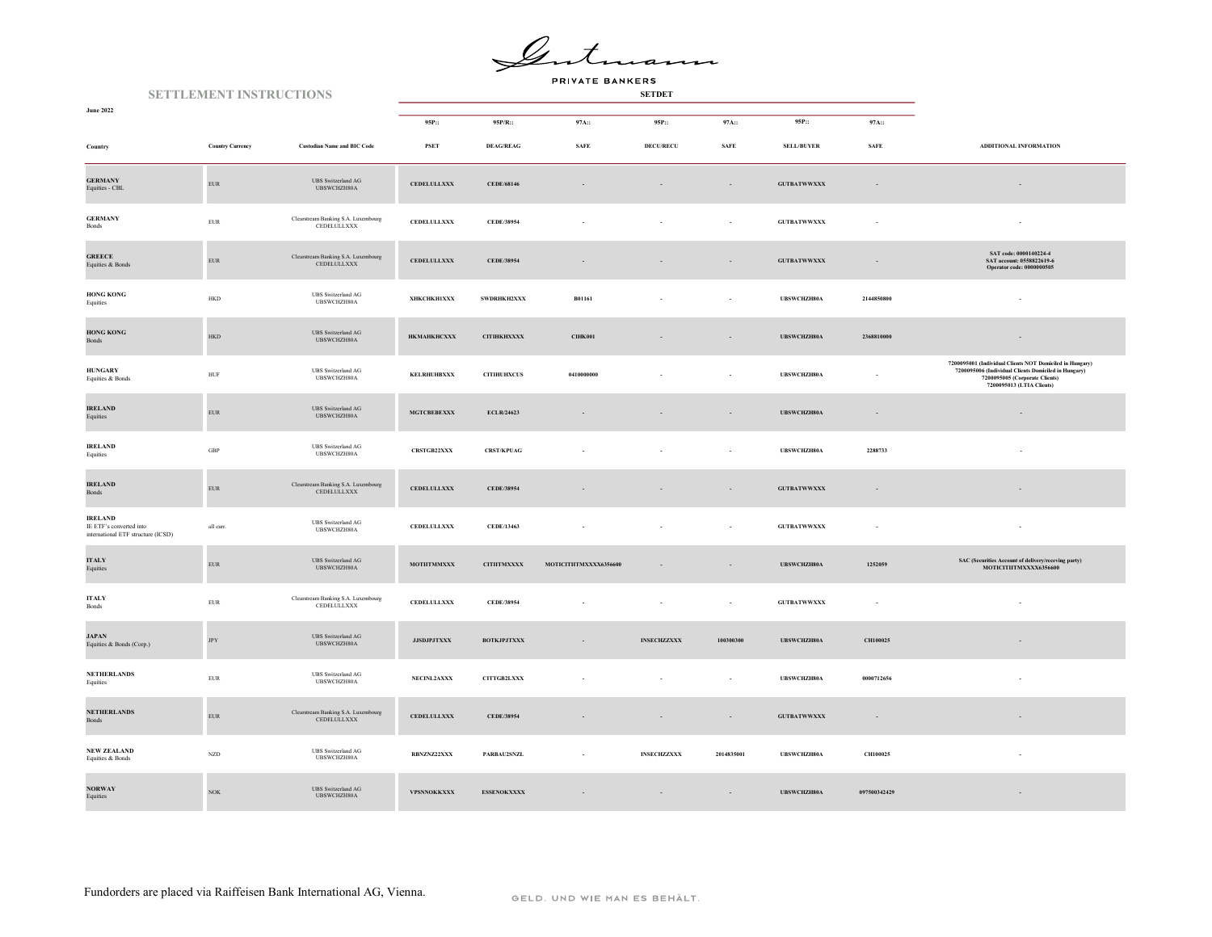Gutmann
PRIVATE BANKERS

## SETTLEMENT INSTRUCTIONS

**June 2022**

| | | | SETDET | | | | | | | |
|---|---|---|---|---|---|---|---|---|---|---|
| | | | 95P:: | 95P/R:: | 97A:: | 95P:: | 97A:: | 95P:: | 97A:: | |
| **Country** | **Country Currency** | **Custodian Name and BIC Code** | **PSET** | **DEAG/REAG** | **SAFE** | **DECU/RECU** | **SAFE** | **SELL/BUYER** | **SAFE** | **ADDITIONAL INFORMATION** |
| **GERMANY** Equities - CBL | EUR | UBS Switzerland AG UBSWCHZH80A | CEDELULLXXX | CEDE/68146 | - | - | - | GUTBATWWXXX | - | - |
| **GERMANY** Bonds | EUR | Clearstream Banking S.A. Luxembourg CEDELULLXXX | CEDELULLXXX | CEDE/38954 | - | - | - | GUTBATWWXXX | - | - |
| **GREECE** Equities & Bonds | EUR | Clearstream Banking S.A. Luxembourg CEDELULLXXX | CEDELULLXXX | CEDE/38954 | - | - | - | GUTBATWWXXX | - | SAT code: 0000140224-4 SAT account: 0558822619-6 Operator code: 0000000505 |
| **HONG KONG** Equities | HKD | UBS Switzerland AG UBSWCHZH80A | XHKCHKH1XXX | SWDRHKH2XXX | B01161 | - | - | UBSWCHZH80A | 2144850800 | - |
| **HONG KONG** Bonds | HKD | UBS Switzerland AG UBSWCHZH80A | HKMAHKHCXXX | CITIHKHXXXX | CIHK001 | - | - | UBSWCHZH80A | 2368810000 | - |
| **HUNGARY** Equities & Bonds | HUF | UBS Switzerland AG UBSWCHZH80A | KELRHUHBXXX | CITIHUHXCUS | 0410000000 | - | - | UBSWCHZH80A | - | 7200095001 (Individual Clients NOT Domiciled in Hungary) 7200095006 (Individual Clients Domiciled in Hungary) 7200095005 (Corporate Clients) 7200095013 (LTIA Clients) |
| **IRELAND** Equities | EUR | UBS Switzerland AG UBSWCHZH80A | MGTCBEBEXXX | ECLR/24623 | - | - | - | UBSWCHZH80A | - | - |
| **IRELAND** Equities | GBP | UBS Switzerland AG UBSWCHZH80A | CRSTGB22XXX | CRST/KPUAG | - | - | - | UBSWCHZH80A | 2288733 | - |
| **IRELAND** Bonds | EUR | Clearstream Banking S.A. Luxembourg CEDELULLXXX | CEDELULLXXX | CEDE/38954 | - | - | - | GUTBATWWXXX | - | - |
| **IRELAND** IE ETF's converted into international ETF structure (ICSD) | all curr. | UBS Switzerland AG UBSWCHZH80A | CEDELULLXXX | CEDE/13463 | - | - | - | GUTBATWWXXX | - | - |
| **ITALY** Equities | EUR | UBS Switzerland AG UBSWCHZH80A | MOTIITMMXXX | CITIITMXXXX | MOTICITIITMXXXX6356600 | - | - | UBSWCHZH80A | 1252059 | SAC (Securities Account of delivery/receving party) MOTICITIITMXXXX6356600 |
| **ITALY** Bonds | EUR | Clearstream Banking S.A. Luxembourg CEDELULLXXX | CEDELULLXXX | CEDE/38954 | - | - | - | GUTBATWWXXX | - | - |
| **JAPAN** Equities & Bonds (Corp.) | JPY | UBS Switzerland AG UBSWCHZH80A | JJSDJPJTXXX | BOTKJPJTXXX | - | INSECHZZXXX | 100300300 | UBSWCHZH80A | CH100025 | - |
| **NETHERLANDS** Equities | EUR | UBS Switzerland AG UBSWCHZH80A | NECINL2AXXX | CITTGB2LXXX | - | - | - | UBSWCHZH80A | 0000712656 | - |
| **NETHERLANDS** Bonds | EUR | Clearstream Banking S.A. Luxembourg CEDELULLXXX | CEDELULLXXX | CEDE/38954 | - | - | - | GUTBATWWXXX | - | - |
| **NEW ZEALAND** Equities & Bonds | NZD | UBS Switzerland AG UBSWCHZH80A | RBNZNZ22XXX | PARBAU2SNZL | - | INSECHZZXXX | 2014835001 | UBSWCHZH80A | CH100025 | - |
| **NORWAY** Equities | NOK | UBS Switzerland AG UBSWCHZH80A | VPSNNOKKXXX | ESSENOKXXXX | - | - | - | UBSWCHZH80A | 097500342429 | - |

Fundorders are placed via Raiffeisen Bank International AG, Vienna.

GELD. UND WIE MAN ES BEHÄLT.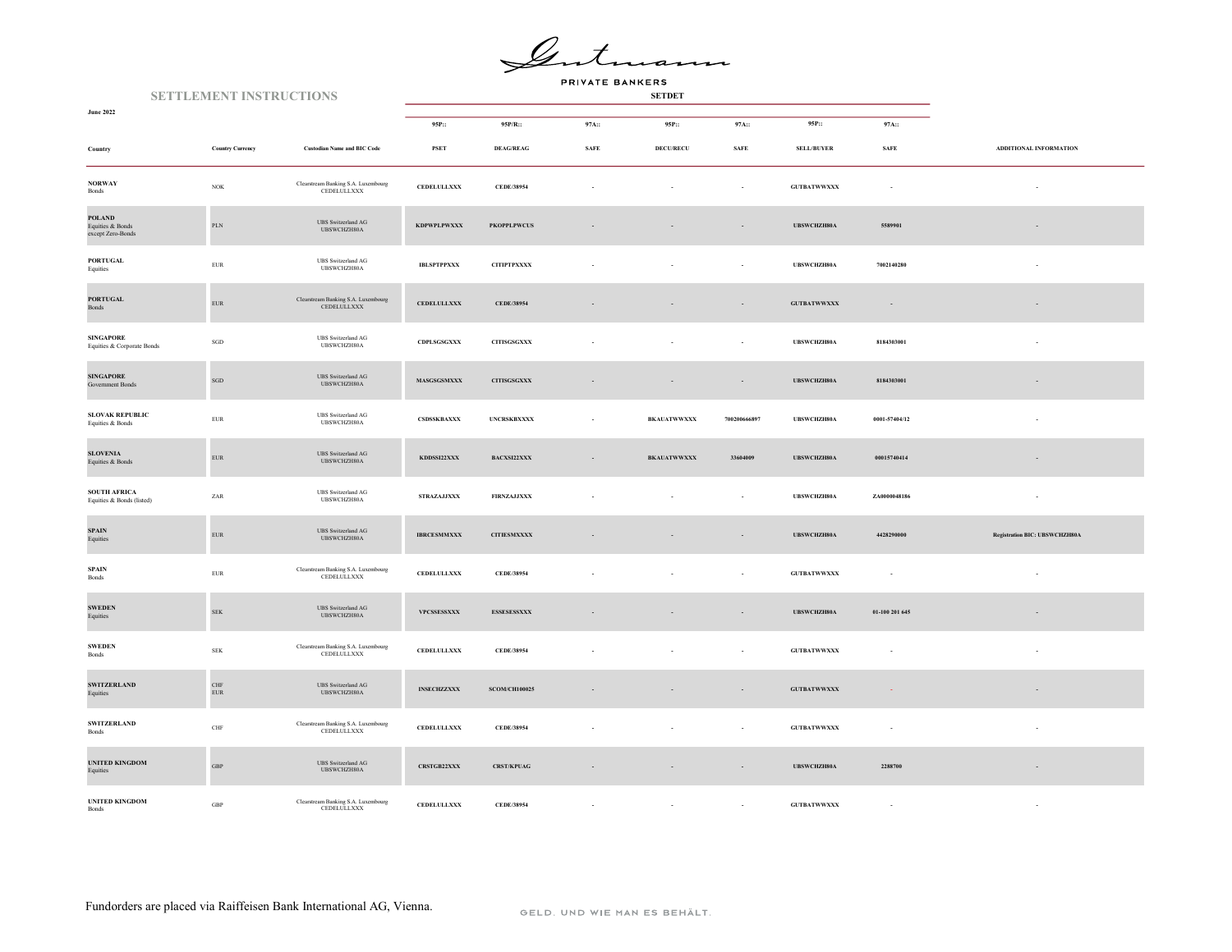Gutmann

PRIVATE BANKERS

## SETTLEMENT INSTRUCTIONS

**June 2022**

| | | | SETDET | | | | | | | |
|---|---|---|---|---|---|---|---|---|---|---|
| | | | 95P:: | 95P/R:: | 97A:: | 95P:: | 97A:: | 95P:: | 97A:: | |
| **Country** | **Country Currency** | **Custodian Name and BIC Code** | **PSET** | **DEAG/REAG** | **SAFE** | **DECU/RECU** | **SAFE** | **SELL/BUYER** | **SAFE** | **ADDITIONAL INFORMATION** |
| **NORWAY** Bonds | NOK | Clearstream Banking S.A. Luxembourg CEDELULLXXX | **CEDELULLXXX** | **CEDE/38954** | - | - | - | **GUTBATWWXXX** | - | - |
| **POLAND** Equities & Bonds except Zero-Bonds | PLN | UBS Switzerland AG UBSWCHZH80A | **KDPWPLPWXXX** | **PKOPPLPWCUS** | - | - | - | **UBSWCHZH80A** | **5589901** | - |
| **PORTUGAL** Equities | EUR | UBS Switzerland AG UBSWCHZH80A | **IBLSPTPPXXX** | **CITIPTPXXXX** | - | - | - | **UBSWCHZH80A** | **7002140280** | - |
| **PORTUGAL** Bonds | EUR | Clearstream Banking S.A. Luxembourg CEDELULLXXX | **CEDELULLXXX** | **CEDE/38954** | - | - | - | **GUTBATWWXXX** | - | - |
| **SINGAPORE** Equities & Corporate Bonds | SGD | UBS Switzerland AG UBSWCHZH80A | **CDPLSGSGXXX** | **CITISGSGXXX** | - | - | - | **UBSWCHZH80A** | **8184303001** | - |
| **SINGAPORE** Government Bonds | SGD | UBS Switzerland AG UBSWCHZH80A | **MASGSGSMXXX** | **CITISGSGXXX** | - | - | - | **UBSWCHZH80A** | **8184303001** | - |
| **SLOVAK REPUBLIC** Equities & Bonds | EUR | UBS Switzerland AG UBSWCHZH80A | **CSDSSKBAXXX** | **UNCRSKBXXXX** | - | **BKAUATWWXXX** | **700200666897** | **UBSWCHZH80A** | **0001-57404/12** | - |
| **SLOVENIA** Equities & Bonds | EUR | UBS Switzerland AG UBSWCHZH80A | **KDDSSI22XXX** | **BACXSI22XXX** | - | **BKAUATWWXXX** | **33604009** | **UBSWCHZH80A** | **00015740414** | - |
| **SOUTH AFRICA** Equities & Bonds (listed) | ZAR | UBS Switzerland AG UBSWCHZH80A | **STRAZAJJXXX** | **FIRNZAJJXXX** | - | - | - | **UBSWCHZH80A** | **ZA0000048186** | - |
| **SPAIN** Equities | EUR | UBS Switzerland AG UBSWCHZH80A | **IBRCESMMXXX** | **CITIESMXXXX** | - | - | - | **UBSWCHZH80A** | **4428290000** | **Registration BIC: UBSWCHZH80A** |
| **SPAIN** Bonds | EUR | Clearstream Banking S.A. Luxembourg CEDELULLXXX | **CEDELULLXXX** | **CEDE/38954** | - | - | - | **GUTBATWWXXX** | - | - |
| **SWEDEN** Equities | SEK | UBS Switzerland AG UBSWCHZH80A | **VPCSSESSXXX** | **ESSESESSXXX** | - | - | - | **UBSWCHZH80A** | **01-100 201 645** | - |
| **SWEDEN** Bonds | SEK | Clearstream Banking S.A. Luxembourg CEDELULLXXX | **CEDELULLXXX** | **CEDE/38954** | - | - | - | **GUTBATWWXXX** | - | - |
| **SWITZERLAND** Equities | CHF EUR | UBS Switzerland AG UBSWCHZH80A | **INSECHZZXXX** | **SCOM/CH100025** | - | - | - | **GUTBATWWXXX** | - | - |
| **SWITZERLAND** Bonds | CHF | Clearstream Banking S.A. Luxembourg CEDELULLXXX | **CEDELULLXXX** | **CEDE/38954** | - | - | - | **GUTBATWWXXX** | - | - |
| **UNITED KINGDOM** Equities | GBP | UBS Switzerland AG UBSWCHZH80A | **CRSTGB22XXX** | **CRST/KPUAG** | - | - | - | **UBSWCHZH80A** | **2288700** | - |
| **UNITED KINGDOM** Bonds | GBP | Clearstream Banking S.A. Luxembourg CEDELULLXXX | **CEDELULLXXX** | **CEDE/38954** | - | - | - | **GUTBATWWXXX** | - | - |

Fundorders are placed via Raiffeisen Bank International AG, Vienna.

GELD. UND WIE MAN ES BEHÄLT.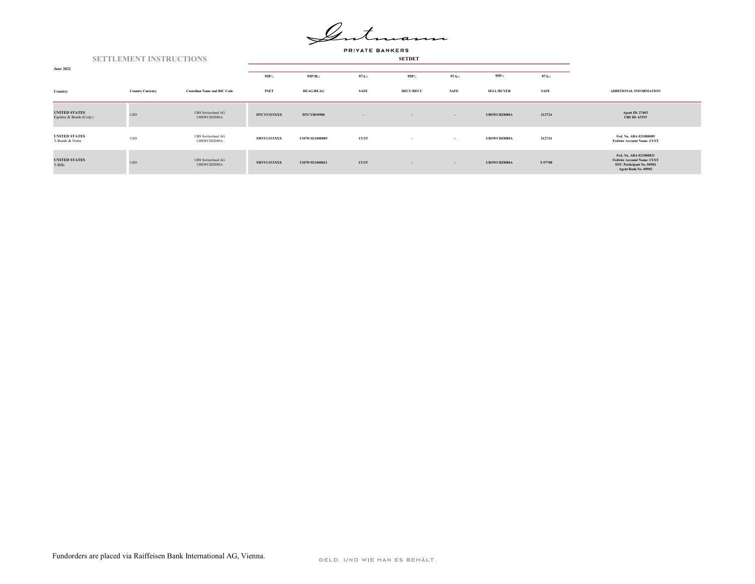Gutmann PRIVATE BANKERS

## SETTLEMENT INSTRUCTIONS

**June 2022**

| | | | SETDET | | | | | | | | |
|---|---|---|---|---|---|---|---|---|---|---|---|
| | | | 95P:: | 95P/R:: | 97A:: | 95P:: | 97A:: | 95P:: | 97A:: | | |
| **Country** | **Country Currency** | **Custodian Name and BIC Code** | **PSET** | **DEAG/REAG** | **SAFE** | **DECU/RECU** | **SAFE** | **SELL/BUYER** | **SAFE** | **ADDITIONAL INFORMATION** |
| **UNITED STATES** Equities & Bonds (Corp.) | USD | UBS Switzerland AG UBSWCHZH80A | DTCYUS33XXX | DTCYID/0908 | - | - | - | UBSWCHZH80A | 212724 | Agent ID: 27603 UBS ID: 63535 |
| **UNITED STATES** T-Bonds & Notes | USD | UBS Switzerland AG UBSWCHZH80A | FRNYUS33XXX | USFW/021000089 | CUST | - | - | UBSWCHZH80A | 212724 | Fed. No. ABA 021000089 Fedwire Account Name: CUST |
| **UNITED STATES** T-Bills | USD | UBS Switzerland AG UBSWCHZH80A | FRNYUS33XXX | USFW/021000021 | CUST | - | - | UBSWCHZH80A | S 97708 | Fed. No. ABA 021000021 Fedwire Account Name: CUST DTC Participant No. 00902 Agent Bank No. 00902 |

Fundorders are placed via Raiffeisen Bank International AG, Vienna.

GELD. UND WIE MAN ES BEHÄLT.